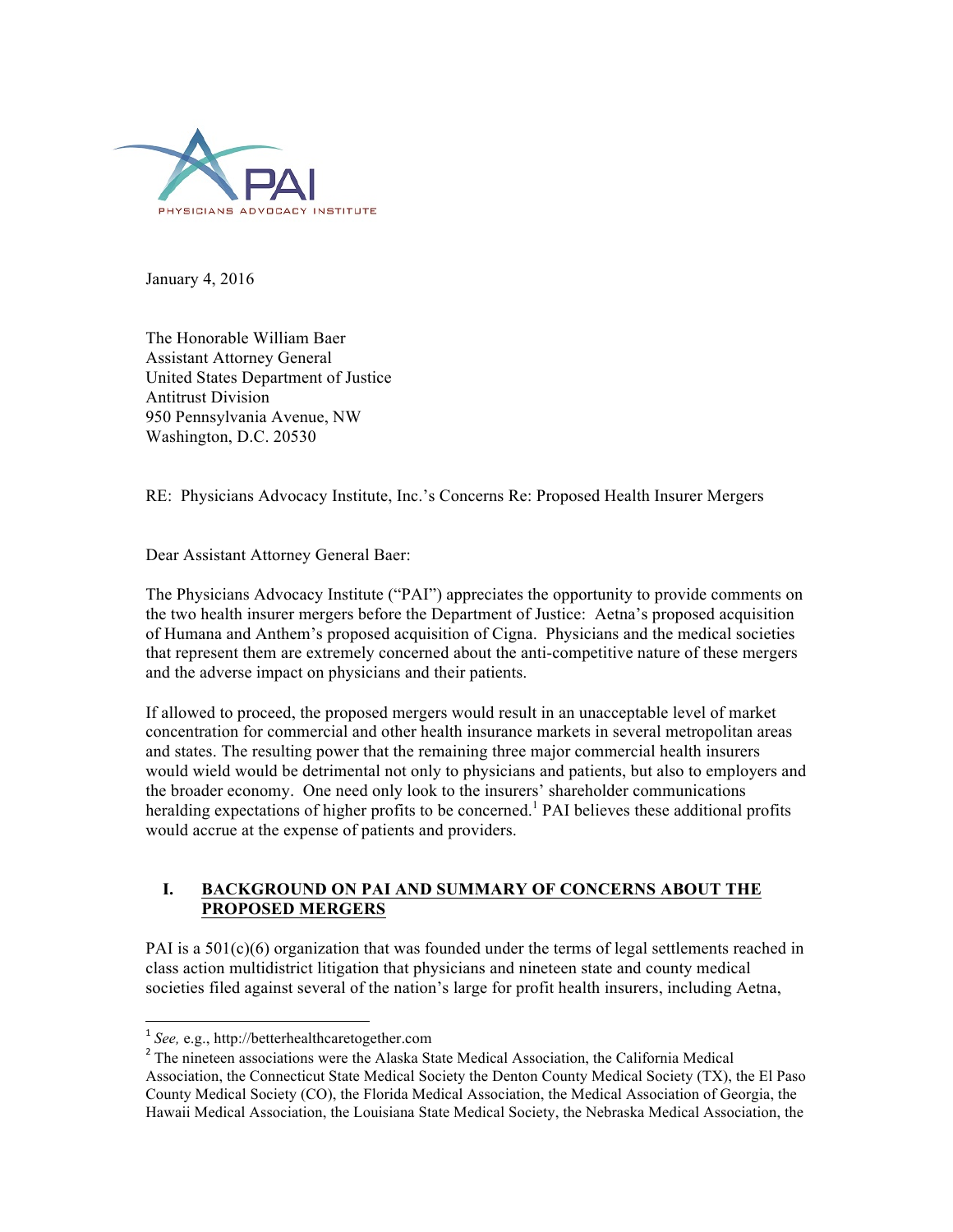PAI

PHYSICIANS ADVOCACY INSTITUTE

January 4, 2016

The Honorable William Baer
Assistant Attorney General
United States Department of Justice
Antitrust Division
950 Pennsylvania Avenue, NW
Washington, D.C. 20530

RE: Physicians Advocacy Institute, Inc.'s Concerns Re: Proposed Health Insurer Mergers

Dear Assistant Attorney General Baer:

The Physicians Advocacy Institute ("PAI") appreciates the opportunity to provide comments on the two health insurer mergers before the Department of Justice: Aetna's proposed acquisition of Humana and Anthem's proposed acquisition of Cigna. Physicians and the medical societies that represent them are extremely concerned about the anti-competitive nature of these mergers and the adverse impact on physicians and their patients.

If allowed to proceed, the proposed mergers would result in an unacceptable level of market concentration for commercial and other health insurance markets in several metropolitan areas and states. The resulting power that the remaining three major commercial health insurers would wield would be detrimental not only to physicians and patients, but also to employers and the broader economy. One need only look to the insurers' shareholder communications heralding expectations of higher profits to be concerned.[1] PAI believes these additional profits would accrue at the expense of patients and providers.

## I. BACKGROUND ON PAI AND SUMMARY OF CONCERNS ABOUT THE PROPOSED MERGERS

PAI is a 501(c)(6) organization that was founded under the terms of legal settlements reached in class action multidistrict litigation that physicians and nineteen state and county medical societies filed against several of the nation's large for profit health insurers, including Aetna,

---

[1] *See,* e.g., http://betterhealthcaretogether.com

[2] The nineteen associations were the Alaska State Medical Association, the California Medical Association, the Connecticut State Medical Society the Denton County Medical Society (TX), the El Paso County Medical Society (CO), the Florida Medical Association, the Medical Association of Georgia, the Hawaii Medical Association, the Louisiana State Medical Society, the Nebraska Medical Association, the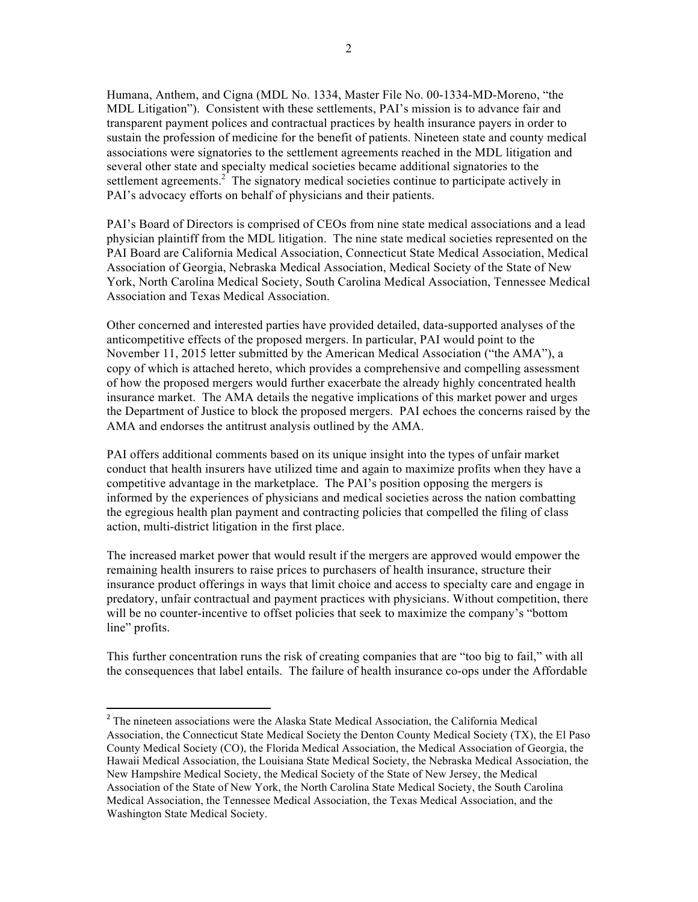Humana, Anthem, and Cigna (MDL No. 1334, Master File No. 00-1334-MD-Moreno, "the MDL Litigation"). Consistent with these settlements, PAI's mission is to advance fair and transparent payment polices and contractual practices by health insurance payers in order to sustain the profession of medicine for the benefit of patients. Nineteen state and county medical associations were signatories to the settlement agreements reached in the MDL litigation and several other state and specialty medical societies became additional signatories to the settlement agreements.[2] The signatory medical societies continue to participate actively in PAI's advocacy efforts on behalf of physicians and their patients.

PAI's Board of Directors is comprised of CEOs from nine state medical associations and a lead physician plaintiff from the MDL litigation. The nine state medical societies represented on the PAI Board are California Medical Association, Connecticut State Medical Association, Medical Association of Georgia, Nebraska Medical Association, Medical Society of the State of New York, North Carolina Medical Society, South Carolina Medical Association, Tennessee Medical Association and Texas Medical Association.

Other concerned and interested parties have provided detailed, data-supported analyses of the anticompetitive effects of the proposed mergers. In particular, PAI would point to the November 11, 2015 letter submitted by the American Medical Association ("the AMA"), a copy of which is attached hereto, which provides a comprehensive and compelling assessment of how the proposed mergers would further exacerbate the already highly concentrated health insurance market. The AMA details the negative implications of this market power and urges the Department of Justice to block the proposed mergers. PAI echoes the concerns raised by the AMA and endorses the antitrust analysis outlined by the AMA.

PAI offers additional comments based on its unique insight into the types of unfair market conduct that health insurers have utilized time and again to maximize profits when they have a competitive advantage in the marketplace. The PAI's position opposing the mergers is informed by the experiences of physicians and medical societies across the nation combatting the egregious health plan payment and contracting policies that compelled the filing of class action, multi-district litigation in the first place.

The increased market power that would result if the mergers are approved would empower the remaining health insurers to raise prices to purchasers of health insurance, structure their insurance product offerings in ways that limit choice and access to specialty care and engage in predatory, unfair contractual and payment practices with physicians. Without competition, there will be no counter-incentive to offset policies that seek to maximize the company's "bottom line" profits.

This further concentration runs the risk of creating companies that are "too big to fail," with all the consequences that label entails. The failure of health insurance co-ops under the Affordable

[2] The nineteen associations were the Alaska State Medical Association, the California Medical Association, the Connecticut State Medical Society the Denton County Medical Society (TX), the El Paso County Medical Society (CO), the Florida Medical Association, the Medical Association of Georgia, the Hawaii Medical Association, the Louisiana State Medical Society, the Nebraska Medical Association, the New Hampshire Medical Society, the Medical Society of the State of New Jersey, the Medical Association of the State of New York, the North Carolina State Medical Society, the South Carolina Medical Association, the Tennessee Medical Association, the Texas Medical Association, and the Washington State Medical Society.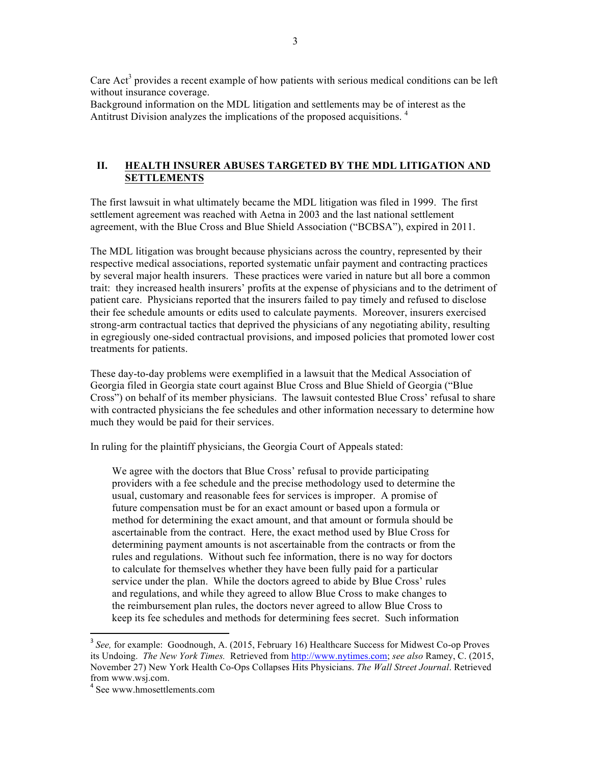Care Act[3] provides a recent example of how patients with serious medical conditions can be left without insurance coverage.

Background information on the MDL litigation and settlements may be of interest as the Antitrust Division analyzes the implications of the proposed acquisitions. [4]

## II. HEALTH INSURER ABUSES TARGETED BY THE MDL LITIGATION AND SETTLEMENTS

The first lawsuit in what ultimately became the MDL litigation was filed in 1999. The first settlement agreement was reached with Aetna in 2003 and the last national settlement agreement, with the Blue Cross and Blue Shield Association ("BCBSA"), expired in 2011.

The MDL litigation was brought because physicians across the country, represented by their respective medical associations, reported systematic unfair payment and contracting practices by several major health insurers. These practices were varied in nature but all bore a common trait: they increased health insurers' profits at the expense of physicians and to the detriment of patient care. Physicians reported that the insurers failed to pay timely and refused to disclose their fee schedule amounts or edits used to calculate payments. Moreover, insurers exercised strong-arm contractual tactics that deprived the physicians of any negotiating ability, resulting in egregiously one-sided contractual provisions, and imposed policies that promoted lower cost treatments for patients.

These day-to-day problems were exemplified in a lawsuit that the Medical Association of Georgia filed in Georgia state court against Blue Cross and Blue Shield of Georgia ("Blue Cross") on behalf of its member physicians. The lawsuit contested Blue Cross' refusal to share with contracted physicians the fee schedules and other information necessary to determine how much they would be paid for their services.

In ruling for the plaintiff physicians, the Georgia Court of Appeals stated:

> We agree with the doctors that Blue Cross' refusal to provide participating providers with a fee schedule and the precise methodology used to determine the usual, customary and reasonable fees for services is improper. A promise of future compensation must be for an exact amount or based upon a formula or method for determining the exact amount, and that amount or formula should be ascertainable from the contract. Here, the exact method used by Blue Cross for determining payment amounts is not ascertainable from the contracts or from the rules and regulations. Without such fee information, there is no way for doctors to calculate for themselves whether they have been fully paid for a particular service under the plan. While the doctors agreed to abide by Blue Cross' rules and regulations, and while they agreed to allow Blue Cross to make changes to the reimbursement plan rules, the doctors never agreed to allow Blue Cross to keep its fee schedules and methods for determining fees secret. Such information

---

[3] *See,* for example: Goodnough, A. (2015, February 16) Healthcare Success for Midwest Co-op Proves its Undoing. *The New York Times.* Retrieved from http://www.nytimes.com; *see also* Ramey, C. (2015, November 27) New York Health Co-Ops Collapses Hits Physicians. *The Wall Street Journal*. Retrieved from www.wsj.com.

[4] See www.hmosettlements.com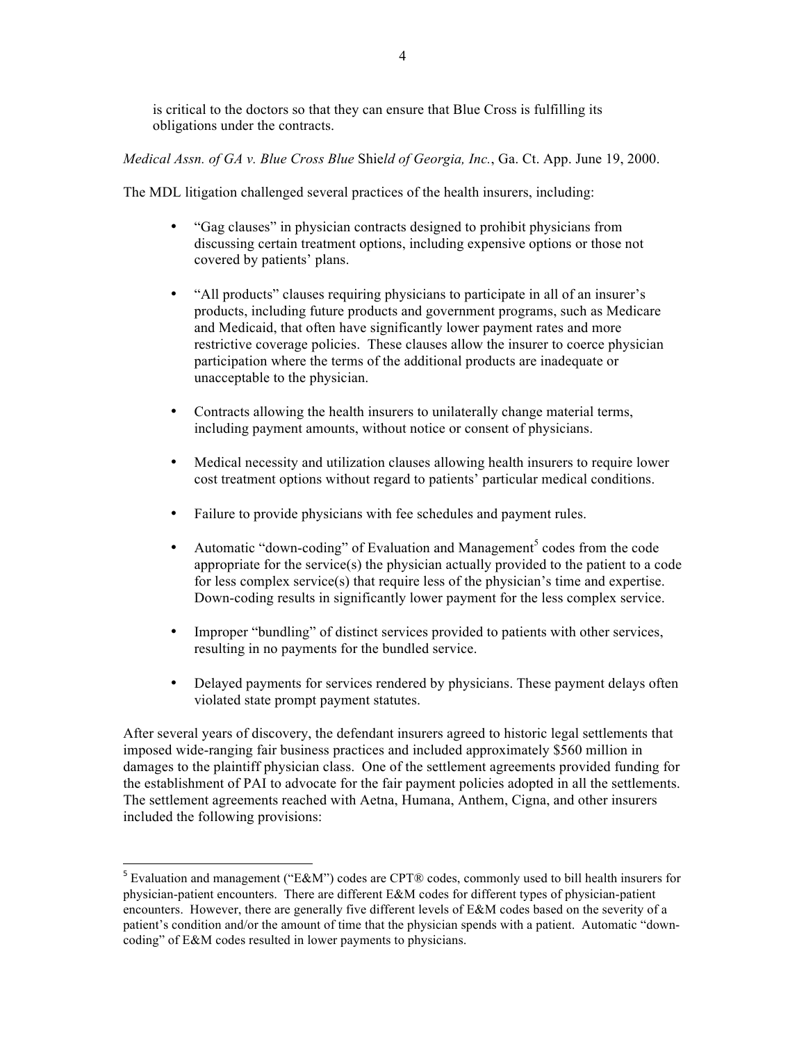> is critical to the doctors so that they can ensure that Blue Cross is fulfilling its obligations under the contracts.

*Medical Assn. of GA v. Blue Cross Blue Shield of Georgia, Inc.*, Ga. Ct. App. June 19, 2000.

The MDL litigation challenged several practices of the health insurers, including:

- "Gag clauses" in physician contracts designed to prohibit physicians from discussing certain treatment options, including expensive options or those not covered by patients' plans.
- "All products" clauses requiring physicians to participate in all of an insurer's products, including future products and government programs, such as Medicare and Medicaid, that often have significantly lower payment rates and more restrictive coverage policies. These clauses allow the insurer to coerce physician participation where the terms of the additional products are inadequate or unacceptable to the physician.
- Contracts allowing the health insurers to unilaterally change material terms, including payment amounts, without notice or consent of physicians.
- Medical necessity and utilization clauses allowing health insurers to require lower cost treatment options without regard to patients' particular medical conditions.
- Failure to provide physicians with fee schedules and payment rules.
- Automatic "down-coding" of Evaluation and Management[5] codes from the code appropriate for the service(s) the physician actually provided to the patient to a code for less complex service(s) that require less of the physician's time and expertise. Down-coding results in significantly lower payment for the less complex service.
- Improper "bundling" of distinct services provided to patients with other services, resulting in no payments for the bundled service.
- Delayed payments for services rendered by physicians. These payment delays often violated state prompt payment statutes.

After several years of discovery, the defendant insurers agreed to historic legal settlements that imposed wide-ranging fair business practices and included approximately $560 million in damages to the plaintiff physician class. One of the settlement agreements provided funding for the establishment of PAI to advocate for the fair payment policies adopted in all the settlements. The settlement agreements reached with Aetna, Humana, Anthem, Cigna, and other insurers included the following provisions:

---

[5] Evaluation and management ("E&M") codes are CPT® codes, commonly used to bill health insurers for physician-patient encounters. There are different E&M codes for different types of physician-patient encounters. However, there are generally five different levels of E&M codes based on the severity of a patient's condition and/or the amount of time that the physician spends with a patient. Automatic "down-coding" of E&M codes resulted in lower payments to physicians.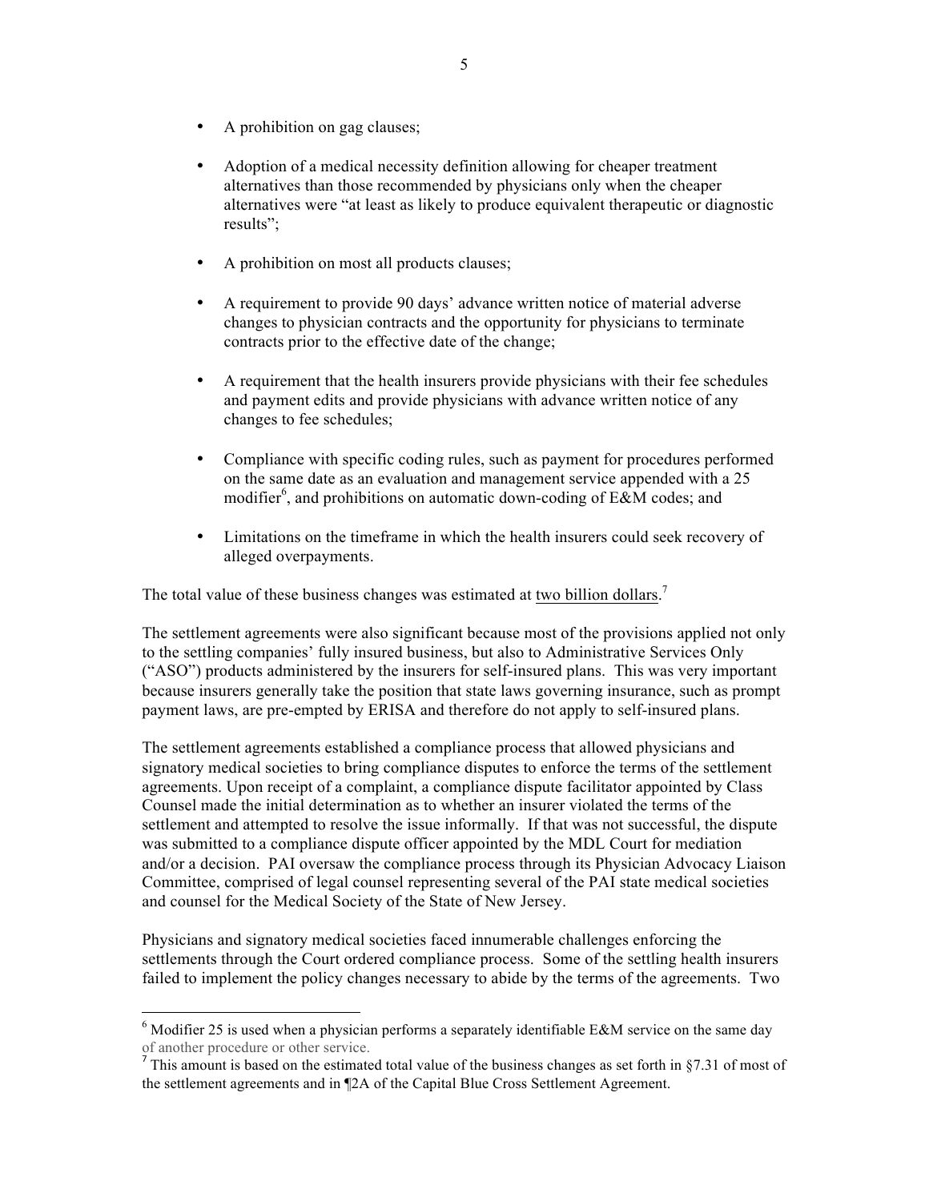- A prohibition on gag clauses;

- Adoption of a medical necessity definition allowing for cheaper treatment alternatives than those recommended by physicians only when the cheaper alternatives were "at least as likely to produce equivalent therapeutic or diagnostic results";

- A prohibition on most all products clauses;

- A requirement to provide 90 days' advance written notice of material adverse changes to physician contracts and the opportunity for physicians to terminate contracts prior to the effective date of the change;

- A requirement that the health insurers provide physicians with their fee schedules and payment edits and provide physicians with advance written notice of any changes to fee schedules;

- Compliance with specific coding rules, such as payment for procedures performed on the same date as an evaluation and management service appended with a 25 modifier[6], and prohibitions on automatic down-coding of E&M codes; and

- Limitations on the timeframe in which the health insurers could seek recovery of alleged overpayments.

The total value of these business changes was estimated at two billion dollars.[7]

The settlement agreements were also significant because most of the provisions applied not only to the settling companies' fully insured business, but also to Administrative Services Only ("ASO") products administered by the insurers for self-insured plans. This was very important because insurers generally take the position that state laws governing insurance, such as prompt payment laws, are pre-empted by ERISA and therefore do not apply to self-insured plans.

The settlement agreements established a compliance process that allowed physicians and signatory medical societies to bring compliance disputes to enforce the terms of the settlement agreements. Upon receipt of a complaint, a compliance dispute facilitator appointed by Class Counsel made the initial determination as to whether an insurer violated the terms of the settlement and attempted to resolve the issue informally. If that was not successful, the dispute was submitted to a compliance dispute officer appointed by the MDL Court for mediation and/or a decision. PAI oversaw the compliance process through its Physician Advocacy Liaison Committee, comprised of legal counsel representing several of the PAI state medical societies and counsel for the Medical Society of the State of New Jersey.

Physicians and signatory medical societies faced innumerable challenges enforcing the settlements through the Court ordered compliance process. Some of the settling health insurers failed to implement the policy changes necessary to abide by the terms of the agreements. Two

---

[6] Modifier 25 is used when a physician performs a separately identifiable E&M service on the same day of another procedure or other service.

[7] This amount is based on the estimated total value of the business changes as set forth in §7.31 of most of the settlement agreements and in ¶2A of the Capital Blue Cross Settlement Agreement.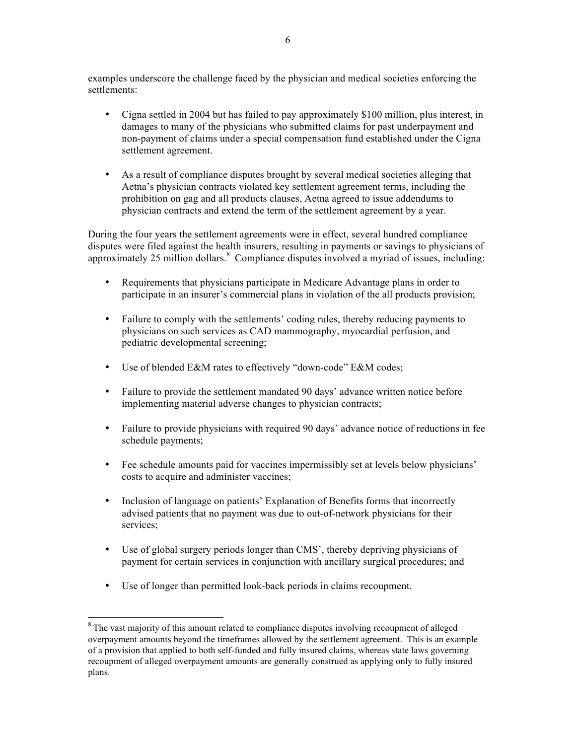examples underscore the challenge faced by the physician and medical societies enforcing the settlements:

- Cigna settled in 2004 but has failed to pay approximately $100 million, plus interest, in damages to many of the physicians who submitted claims for past underpayment and non-payment of claims under a special compensation fund established under the Cigna settlement agreement.

- As a result of compliance disputes brought by several medical societies alleging that Aetna's physician contracts violated key settlement agreement terms, including the prohibition on gag and all products clauses, Aetna agreed to issue addendums to physician contracts and extend the term of the settlement agreement by a year.

During the four years the settlement agreements were in effect, several hundred compliance disputes were filed against the health insurers, resulting in payments or savings to physicians of approximately 25 million dollars.[8] Compliance disputes involved a myriad of issues, including:

- Requirements that physicians participate in Medicare Advantage plans in order to participate in an insurer's commercial plans in violation of the all products provision;

- Failure to comply with the settlements' coding rules, thereby reducing payments to physicians on such services as CAD mammography, myocardial perfusion, and pediatric developmental screening;

- Use of blended E&M rates to effectively "down-code" E&M codes;

- Failure to provide the settlement mandated 90 days' advance written notice before implementing material adverse changes to physician contracts;

- Failure to provide physicians with required 90 days' advance notice of reductions in fee schedule payments;

- Fee schedule amounts paid for vaccines impermissibly set at levels below physicians' costs to acquire and administer vaccines;

- Inclusion of language on patients' Explanation of Benefits forms that incorrectly advised patients that no payment was due to out-of-network physicians for their services;

- Use of global surgery periods longer than CMS', thereby depriving physicians of payment for certain services in conjunction with ancillary surgical procedures; and

- Use of longer than permitted look-back periods in claims recoupment.

---

[8] The vast majority of this amount related to compliance disputes involving recoupment of alleged overpayment amounts beyond the timeframes allowed by the settlement agreement. This is an example of a provision that applied to both self-funded and fully insured claims, whereas state laws governing recoupment of alleged overpayment amounts are generally construed as applying only to fully insured plans.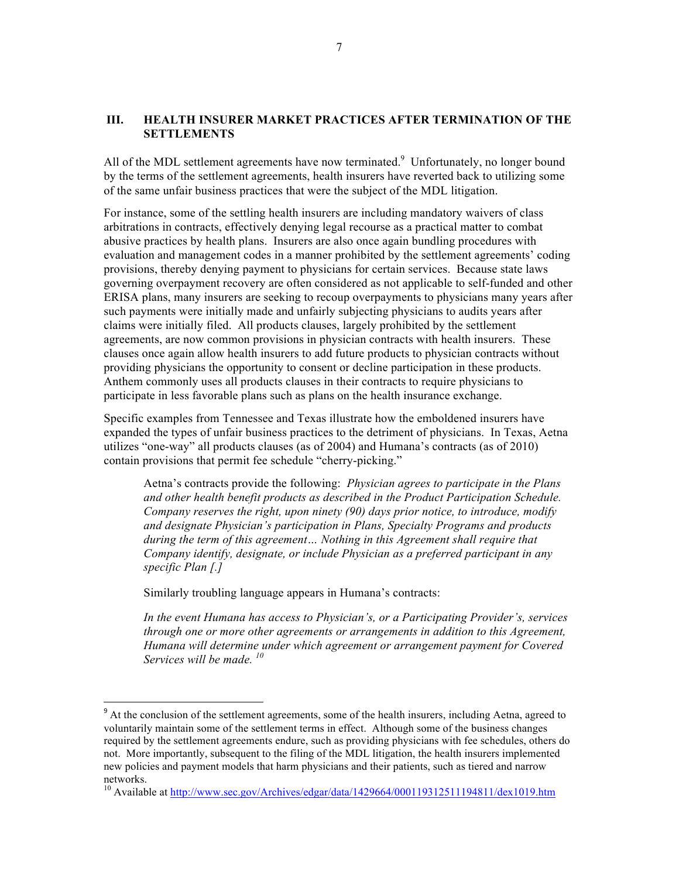## III. HEALTH INSURER MARKET PRACTICES AFTER TERMINATION OF THE SETTLEMENTS

All of the MDL settlement agreements have now terminated.[9] Unfortunately, no longer bound by the terms of the settlement agreements, health insurers have reverted back to utilizing some of the same unfair business practices that were the subject of the MDL litigation.

For instance, some of the settling health insurers are including mandatory waivers of class arbitrations in contracts, effectively denying legal recourse as a practical matter to combat abusive practices by health plans. Insurers are also once again bundling procedures with evaluation and management codes in a manner prohibited by the settlement agreements' coding provisions, thereby denying payment to physicians for certain services. Because state laws governing overpayment recovery are often considered as not applicable to self-funded and other ERISA plans, many insurers are seeking to recoup overpayments to physicians many years after such payments were initially made and unfairly subjecting physicians to audits years after claims were initially filed. All products clauses, largely prohibited by the settlement agreements, are now common provisions in physician contracts with health insurers. These clauses once again allow health insurers to add future products to physician contracts without providing physicians the opportunity to consent or decline participation in these products. Anthem commonly uses all products clauses in their contracts to require physicians to participate in less favorable plans such as plans on the health insurance exchange.

Specific examples from Tennessee and Texas illustrate how the emboldened insurers have expanded the types of unfair business practices to the detriment of physicians. In Texas, Aetna utilizes "one-way" all products clauses (as of 2004) and Humana's contracts (as of 2010) contain provisions that permit fee schedule "cherry-picking."

> Aetna's contracts provide the following: *Physician agrees to participate in the Plans and other health benefit products as described in the Product Participation Schedule. Company reserves the right, upon ninety (90) days prior notice, to introduce, modify and designate Physician's participation in Plans, Specialty Programs and products during the term of this agreement… Nothing in this Agreement shall require that Company identify, designate, or include Physician as a preferred participant in any specific Plan [.]*
>
> Similarly troubling language appears in Humana's contracts:
>
> *In the event Humana has access to Physician's, or a Participating Provider's, services through one or more other agreements or arrangements in addition to this Agreement, Humana will determine under which agreement or arrangement payment for Covered Services will be made.* [10]

---

[9] At the conclusion of the settlement agreements, some of the health insurers, including Aetna, agreed to voluntarily maintain some of the settlement terms in effect. Although some of the business changes required by the settlement agreements endure, such as providing physicians with fee schedules, others do not. More importantly, subsequent to the filing of the MDL litigation, the health insurers implemented new policies and payment models that harm physicians and their patients, such as tiered and narrow networks.

[10] Available at http://www.sec.gov/Archives/edgar/data/1429664/000119312511194811/dex1019.htm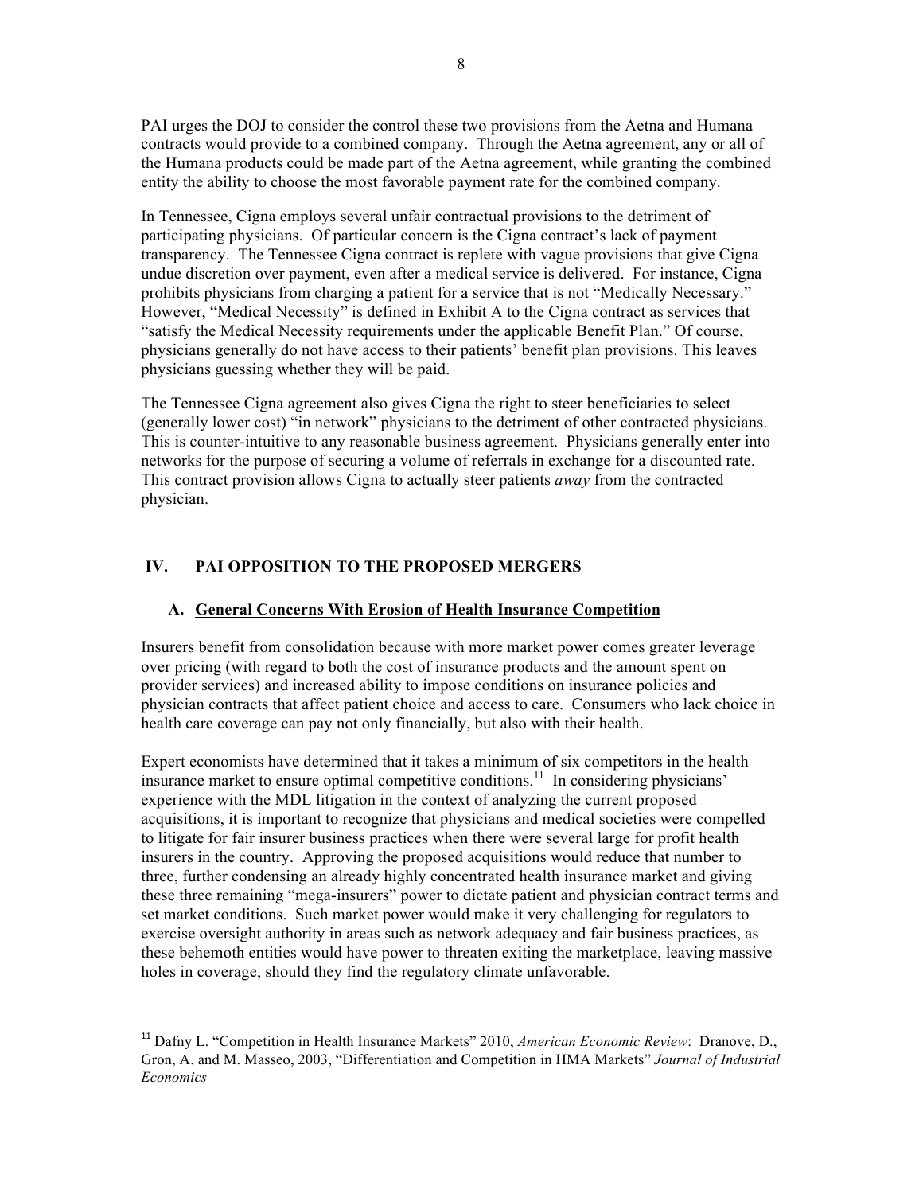PAI urges the DOJ to consider the control these two provisions from the Aetna and Humana contracts would provide to a combined company. Through the Aetna agreement, any or all of the Humana products could be made part of the Aetna agreement, while granting the combined entity the ability to choose the most favorable payment rate for the combined company.

In Tennessee, Cigna employs several unfair contractual provisions to the detriment of participating physicians. Of particular concern is the Cigna contract's lack of payment transparency. The Tennessee Cigna contract is replete with vague provisions that give Cigna undue discretion over payment, even after a medical service is delivered. For instance, Cigna prohibits physicians from charging a patient for a service that is not "Medically Necessary." However, "Medical Necessity" is defined in Exhibit A to the Cigna contract as services that "satisfy the Medical Necessity requirements under the applicable Benefit Plan." Of course, physicians generally do not have access to their patients' benefit plan provisions. This leaves physicians guessing whether they will be paid.

The Tennessee Cigna agreement also gives Cigna the right to steer beneficiaries to select (generally lower cost) "in network" physicians to the detriment of other contracted physicians. This is counter-intuitive to any reasonable business agreement. Physicians generally enter into networks for the purpose of securing a volume of referrals in exchange for a discounted rate. This contract provision allows Cigna to actually steer patients *away* from the contracted physician.

## IV. PAI OPPOSITION TO THE PROPOSED MERGERS

### A. General Concerns With Erosion of Health Insurance Competition

Insurers benefit from consolidation because with more market power comes greater leverage over pricing (with regard to both the cost of insurance products and the amount spent on provider services) and increased ability to impose conditions on insurance policies and physician contracts that affect patient choice and access to care. Consumers who lack choice in health care coverage can pay not only financially, but also with their health.

Expert economists have determined that it takes a minimum of six competitors in the health insurance market to ensure optimal competitive conditions.[11] In considering physicians' experience with the MDL litigation in the context of analyzing the current proposed acquisitions, it is important to recognize that physicians and medical societies were compelled to litigate for fair insurer business practices when there were several large for profit health insurers in the country. Approving the proposed acquisitions would reduce that number to three, further condensing an already highly concentrated health insurance market and giving these three remaining "mega-insurers" power to dictate patient and physician contract terms and set market conditions. Such market power would make it very challenging for regulators to exercise oversight authority in areas such as network adequacy and fair business practices, as these behemoth entities would have power to threaten exiting the marketplace, leaving massive holes in coverage, should they find the regulatory climate unfavorable.

---

[11] Dafny L. "Competition in Health Insurance Markets" 2010, *American Economic Review*: Dranove, D., Gron, A. and M. Masseo, 2003, "Differentiation and Competition in HMA Markets" *Journal of Industrial Economics*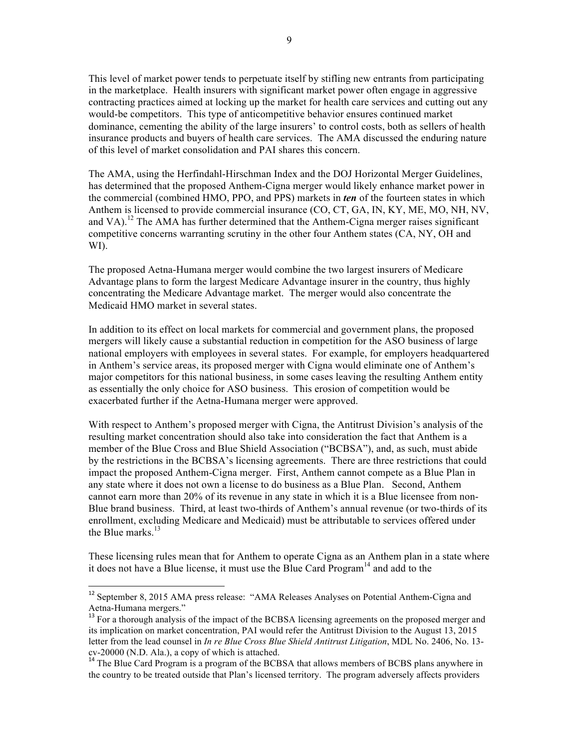This level of market power tends to perpetuate itself by stifling new entrants from participating in the marketplace. Health insurers with significant market power often engage in aggressive contracting practices aimed at locking up the market for health care services and cutting out any would-be competitors. This type of anticompetitive behavior ensures continued market dominance, cementing the ability of the large insurers' to control costs, both as sellers of health insurance products and buyers of health care services. The AMA discussed the enduring nature of this level of market consolidation and PAI shares this concern.

The AMA, using the Herfindahl-Hirschman Index and the DOJ Horizontal Merger Guidelines, has determined that the proposed Anthem-Cigna merger would likely enhance market power in the commercial (combined HMO, PPO, and PPS) markets in ***ten*** of the fourteen states in which Anthem is licensed to provide commercial insurance (CO, CT, GA, IN, KY, ME, MO, NH, NV, and VA).[12] The AMA has further determined that the Anthem-Cigna merger raises significant competitive concerns warranting scrutiny in the other four Anthem states (CA, NY, OH and WI).

The proposed Aetna-Humana merger would combine the two largest insurers of Medicare Advantage plans to form the largest Medicare Advantage insurer in the country, thus highly concentrating the Medicare Advantage market. The merger would also concentrate the Medicaid HMO market in several states.

In addition to its effect on local markets for commercial and government plans, the proposed mergers will likely cause a substantial reduction in competition for the ASO business of large national employers with employees in several states. For example, for employers headquartered in Anthem's service areas, its proposed merger with Cigna would eliminate one of Anthem's major competitors for this national business, in some cases leaving the resulting Anthem entity as essentially the only choice for ASO business. This erosion of competition would be exacerbated further if the Aetna-Humana merger were approved.

With respect to Anthem's proposed merger with Cigna, the Antitrust Division's analysis of the resulting market concentration should also take into consideration the fact that Anthem is a member of the Blue Cross and Blue Shield Association ("BCBSA"), and, as such, must abide by the restrictions in the BCBSA's licensing agreements. There are three restrictions that could impact the proposed Anthem-Cigna merger. First, Anthem cannot compete as a Blue Plan in any state where it does not own a license to do business as a Blue Plan. Second, Anthem cannot earn more than 20% of its revenue in any state in which it is a Blue licensee from non-Blue brand business. Third, at least two-thirds of Anthem's annual revenue (or two-thirds of its enrollment, excluding Medicare and Medicaid) must be attributable to services offered under the Blue marks.[13]

These licensing rules mean that for Anthem to operate Cigna as an Anthem plan in a state where it does not have a Blue license, it must use the Blue Card Program[14] and add to the

---

[12] September 8, 2015 AMA press release: "AMA Releases Analyses on Potential Anthem-Cigna and Aetna-Humana mergers."

[13] For a thorough analysis of the impact of the BCBSA licensing agreements on the proposed merger and its implication on market concentration, PAI would refer the Antitrust Division to the August 13, 2015 letter from the lead counsel in *In re Blue Cross Blue Shield Antitrust Litigation*, MDL No. 2406, No. 13-cv-20000 (N.D. Ala.), a copy of which is attached.

[14] The Blue Card Program is a program of the BCBSA that allows members of BCBS plans anywhere in the country to be treated outside that Plan's licensed territory. The program adversely affects providers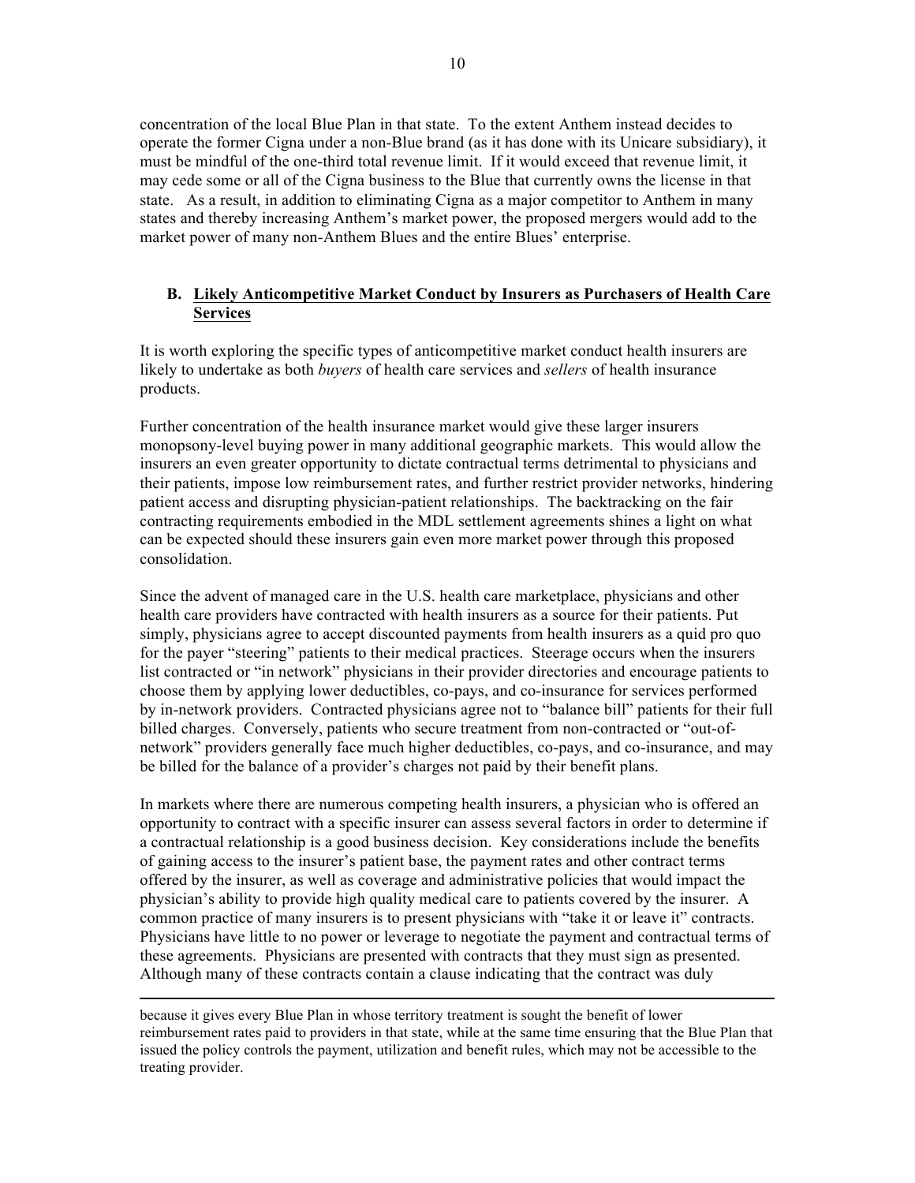concentration of the local Blue Plan in that state. To the extent Anthem instead decides to operate the former Cigna under a non-Blue brand (as it has done with its Unicare subsidiary), it must be mindful of the one-third total revenue limit. If it would exceed that revenue limit, it may cede some or all of the Cigna business to the Blue that currently owns the license in that state. As a result, in addition to eliminating Cigna as a major competitor to Anthem in many states and thereby increasing Anthem's market power, the proposed mergers would add to the market power of many non-Anthem Blues and the entire Blues' enterprise.

### B. Likely Anticompetitive Market Conduct by Insurers as Purchasers of Health Care Services

It is worth exploring the specific types of anticompetitive market conduct health insurers are likely to undertake as both *buyers* of health care services and *sellers* of health insurance products.

Further concentration of the health insurance market would give these larger insurers monopsony-level buying power in many additional geographic markets. This would allow the insurers an even greater opportunity to dictate contractual terms detrimental to physicians and their patients, impose low reimbursement rates, and further restrict provider networks, hindering patient access and disrupting physician-patient relationships. The backtracking on the fair contracting requirements embodied in the MDL settlement agreements shines a light on what can be expected should these insurers gain even more market power through this proposed consolidation.

Since the advent of managed care in the U.S. health care marketplace, physicians and other health care providers have contracted with health insurers as a source for their patients. Put simply, physicians agree to accept discounted payments from health insurers as a quid pro quo for the payer "steering" patients to their medical practices. Steerage occurs when the insurers list contracted or "in network" physicians in their provider directories and encourage patients to choose them by applying lower deductibles, co-pays, and co-insurance for services performed by in-network providers. Contracted physicians agree not to "balance bill" patients for their full billed charges. Conversely, patients who secure treatment from non-contracted or "out-of-network" providers generally face much higher deductibles, co-pays, and co-insurance, and may be billed for the balance of a provider's charges not paid by their benefit plans.

In markets where there are numerous competing health insurers, a physician who is offered an opportunity to contract with a specific insurer can assess several factors in order to determine if a contractual relationship is a good business decision. Key considerations include the benefits of gaining access to the insurer's patient base, the payment rates and other contract terms offered by the insurer, as well as coverage and administrative policies that would impact the physician's ability to provide high quality medical care to patients covered by the insurer. A common practice of many insurers is to present physicians with "take it or leave it" contracts. Physicians have little to no power or leverage to negotiate the payment and contractual terms of these agreements. Physicians are presented with contracts that they must sign as presented. Although many of these contracts contain a clause indicating that the contract was duly

---

because it gives every Blue Plan in whose territory treatment is sought the benefit of lower reimbursement rates paid to providers in that state, while at the same time ensuring that the Blue Plan that issued the policy controls the payment, utilization and benefit rules, which may not be accessible to the treating provider.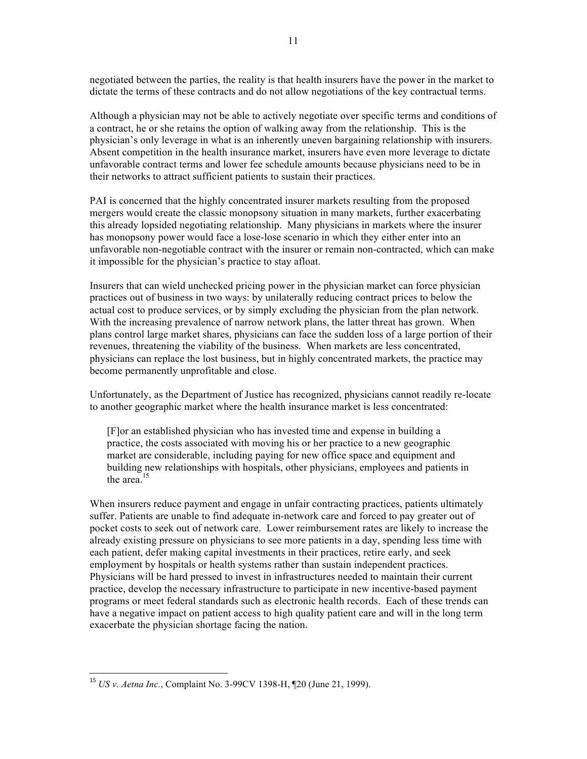negotiated between the parties, the reality is that health insurers have the power in the market to dictate the terms of these contracts and do not allow negotiations of the key contractual terms.

Although a physician may not be able to actively negotiate over specific terms and conditions of a contract, he or she retains the option of walking away from the relationship. This is the physician's only leverage in what is an inherently uneven bargaining relationship with insurers. Absent competition in the health insurance market, insurers have even more leverage to dictate unfavorable contract terms and lower fee schedule amounts because physicians need to be in their networks to attract sufficient patients to sustain their practices.

PAI is concerned that the highly concentrated insurer markets resulting from the proposed mergers would create the classic monopsony situation in many markets, further exacerbating this already lopsided negotiating relationship. Many physicians in markets where the insurer has monopsony power would face a lose-lose scenario in which they either enter into an unfavorable non-negotiable contract with the insurer or remain non-contracted, which can make it impossible for the physician's practice to stay afloat.

Insurers that can wield unchecked pricing power in the physician market can force physician practices out of business in two ways: by unilaterally reducing contract prices to below the actual cost to produce services, or by simply excluding the physician from the plan network. With the increasing prevalence of narrow network plans, the latter threat has grown. When plans control large market shares, physicians can face the sudden loss of a large portion of their revenues, threatening the viability of the business. When markets are less concentrated, physicians can replace the lost business, but in highly concentrated markets, the practice may become permanently unprofitable and close.

Unfortunately, as the Department of Justice has recognized, physicians cannot readily re-locate to another geographic market where the health insurance market is less concentrated:

> [F]or an established physician who has invested time and expense in building a practice, the costs associated with moving his or her practice to a new geographic market are considerable, including paying for new office space and equipment and building new relationships with hospitals, other physicians, employees and patients in the area.[15]

When insurers reduce payment and engage in unfair contracting practices, patients ultimately suffer. Patients are unable to find adequate in-network care and forced to pay greater out of pocket costs to seek out of network care. Lower reimbursement rates are likely to increase the already existing pressure on physicians to see more patients in a day, spending less time with each patient, defer making capital investments in their practices, retire early, and seek employment by hospitals or health systems rather than sustain independent practices. Physicians will be hard pressed to invest in infrastructures needed to maintain their current practice, develop the necessary infrastructure to participate in new incentive-based payment programs or meet federal standards such as electronic health records. Each of these trends can have a negative impact on patient access to high quality patient care and will in the long term exacerbate the physician shortage facing the nation.

---

[15] *US v. Aetna Inc.*, Complaint No. 3-99CV 1398-H, ¶20 (June 21, 1999).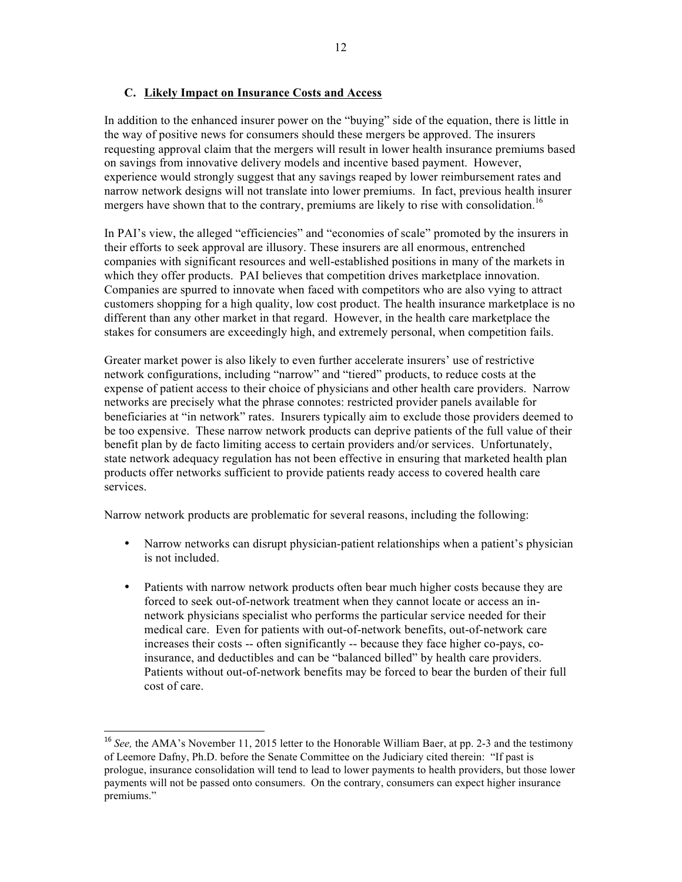### C. Likely Impact on Insurance Costs and Access

In addition to the enhanced insurer power on the "buying" side of the equation, there is little in the way of positive news for consumers should these mergers be approved. The insurers requesting approval claim that the mergers will result in lower health insurance premiums based on savings from innovative delivery models and incentive based payment. However, experience would strongly suggest that any savings reaped by lower reimbursement rates and narrow network designs will not translate into lower premiums. In fact, previous health insurer mergers have shown that to the contrary, premiums are likely to rise with consolidation.[16]

In PAI's view, the alleged "efficiencies" and "economies of scale" promoted by the insurers in their efforts to seek approval are illusory. These insurers are all enormous, entrenched companies with significant resources and well-established positions in many of the markets in which they offer products. PAI believes that competition drives marketplace innovation. Companies are spurred to innovate when faced with competitors who are also vying to attract customers shopping for a high quality, low cost product. The health insurance marketplace is no different than any other market in that regard. However, in the health care marketplace the stakes for consumers are exceedingly high, and extremely personal, when competition fails.

Greater market power is also likely to even further accelerate insurers' use of restrictive network configurations, including "narrow" and "tiered" products, to reduce costs at the expense of patient access to their choice of physicians and other health care providers. Narrow networks are precisely what the phrase connotes: restricted provider panels available for beneficiaries at "in network" rates. Insurers typically aim to exclude those providers deemed to be too expensive. These narrow network products can deprive patients of the full value of their benefit plan by de facto limiting access to certain providers and/or services. Unfortunately, state network adequacy regulation has not been effective in ensuring that marketed health plan products offer networks sufficient to provide patients ready access to covered health care services.

Narrow network products are problematic for several reasons, including the following:

- Narrow networks can disrupt physician-patient relationships when a patient's physician is not included.
- Patients with narrow network products often bear much higher costs because they are forced to seek out-of-network treatment when they cannot locate or access an in-network physicians specialist who performs the particular service needed for their medical care. Even for patients with out-of-network benefits, out-of-network care increases their costs -- often significantly -- because they face higher co-pays, co-insurance, and deductibles and can be "balanced billed" by health care providers. Patients without out-of-network benefits may be forced to bear the burden of their full cost of care.

---

[16] *See,* the AMA's November 11, 2015 letter to the Honorable William Baer, at pp. 2-3 and the testimony of Leemore Dafny, Ph.D. before the Senate Committee on the Judiciary cited therein: "If past is prologue, insurance consolidation will tend to lead to lower payments to health providers, but those lower payments will not be passed onto consumers. On the contrary, consumers can expect higher insurance premiums."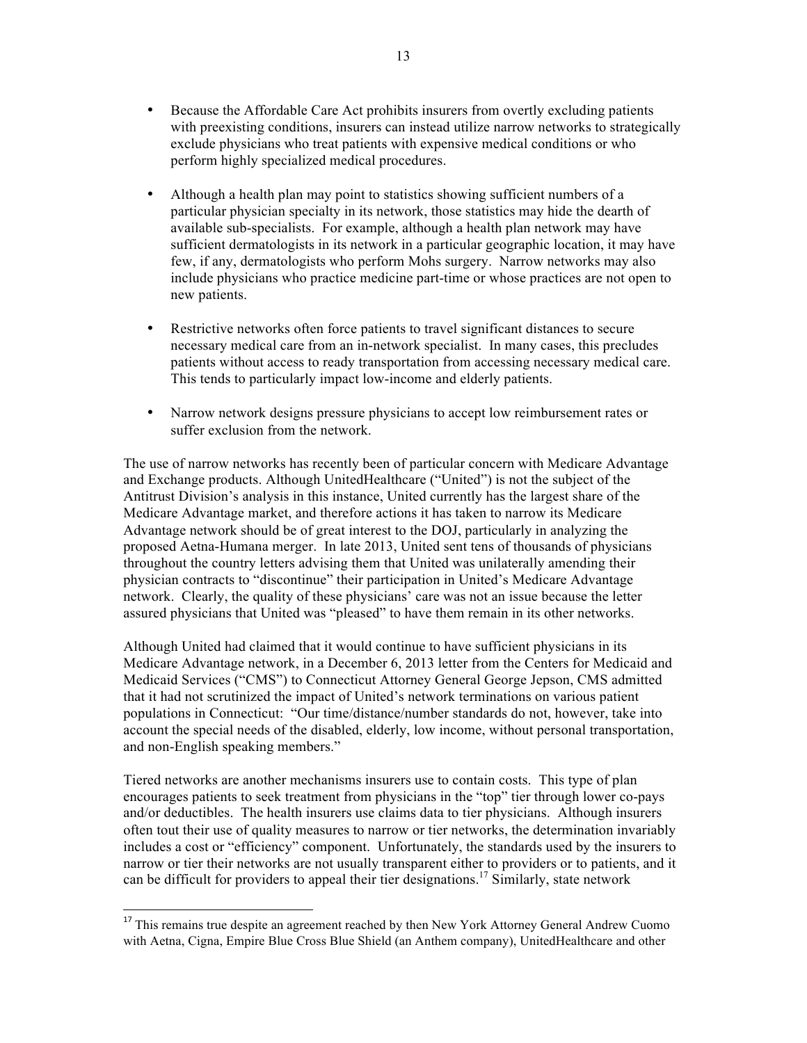- Because the Affordable Care Act prohibits insurers from overtly excluding patients with preexisting conditions, insurers can instead utilize narrow networks to strategically exclude physicians who treat patients with expensive medical conditions or who perform highly specialized medical procedures.

- Although a health plan may point to statistics showing sufficient numbers of a particular physician specialty in its network, those statistics may hide the dearth of available sub-specialists. For example, although a health plan network may have sufficient dermatologists in its network in a particular geographic location, it may have few, if any, dermatologists who perform Mohs surgery. Narrow networks may also include physicians who practice medicine part-time or whose practices are not open to new patients.

- Restrictive networks often force patients to travel significant distances to secure necessary medical care from an in-network specialist. In many cases, this precludes patients without access to ready transportation from accessing necessary medical care. This tends to particularly impact low-income and elderly patients.

- Narrow network designs pressure physicians to accept low reimbursement rates or suffer exclusion from the network.

The use of narrow networks has recently been of particular concern with Medicare Advantage and Exchange products. Although UnitedHealthcare ("United") is not the subject of the Antitrust Division's analysis in this instance, United currently has the largest share of the Medicare Advantage market, and therefore actions it has taken to narrow its Medicare Advantage network should be of great interest to the DOJ, particularly in analyzing the proposed Aetna-Humana merger. In late 2013, United sent tens of thousands of physicians throughout the country letters advising them that United was unilaterally amending their physician contracts to "discontinue" their participation in United's Medicare Advantage network. Clearly, the quality of these physicians' care was not an issue because the letter assured physicians that United was "pleased" to have them remain in its other networks.

Although United had claimed that it would continue to have sufficient physicians in its Medicare Advantage network, in a December 6, 2013 letter from the Centers for Medicaid and Medicaid Services ("CMS") to Connecticut Attorney General George Jepson, CMS admitted that it had not scrutinized the impact of United's network terminations on various patient populations in Connecticut: "Our time/distance/number standards do not, however, take into account the special needs of the disabled, elderly, low income, without personal transportation, and non-English speaking members."

Tiered networks are another mechanisms insurers use to contain costs. This type of plan encourages patients to seek treatment from physicians in the "top" tier through lower co-pays and/or deductibles. The health insurers use claims data to tier physicians. Although insurers often tout their use of quality measures to narrow or tier networks, the determination invariably includes a cost or "efficiency" component. Unfortunately, the standards used by the insurers to narrow or tier their networks are not usually transparent either to providers or to patients, and it can be difficult for providers to appeal their tier designations.[17] Similarly, state network

[17] This remains true despite an agreement reached by then New York Attorney General Andrew Cuomo with Aetna, Cigna, Empire Blue Cross Blue Shield (an Anthem company), UnitedHealthcare and other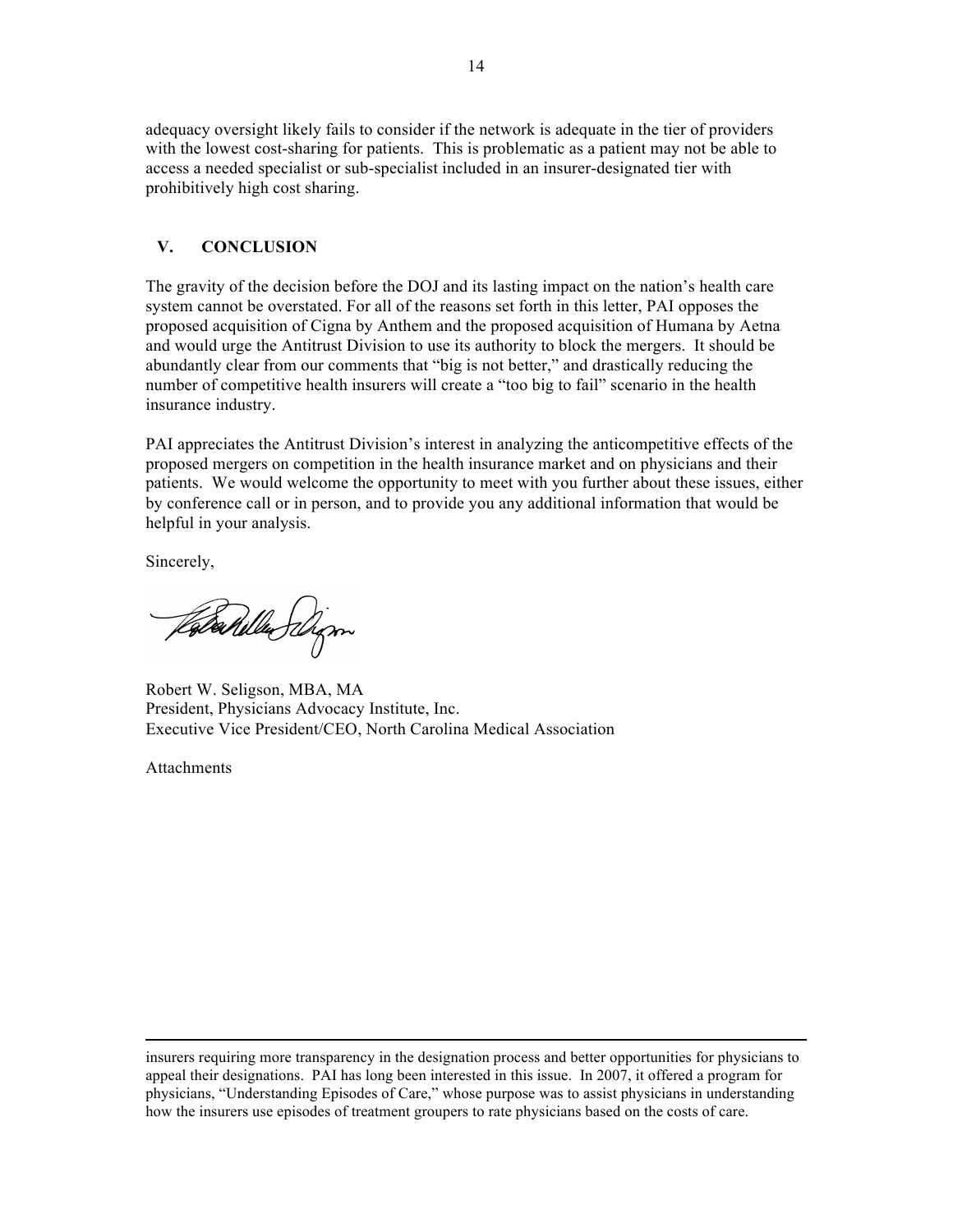adequacy oversight likely fails to consider if the network is adequate in the tier of providers with the lowest cost-sharing for patients. This is problematic as a patient may not be able to access a needed specialist or sub-specialist included in an insurer-designated tier with prohibitively high cost sharing.

## V. CONCLUSION

The gravity of the decision before the DOJ and its lasting impact on the nation's health care system cannot be overstated. For all of the reasons set forth in this letter, PAI opposes the proposed acquisition of Cigna by Anthem and the proposed acquisition of Humana by Aetna and would urge the Antitrust Division to use its authority to block the mergers. It should be abundantly clear from our comments that "big is not better," and drastically reducing the number of competitive health insurers will create a "too big to fail" scenario in the health insurance industry.

PAI appreciates the Antitrust Division's interest in analyzing the anticompetitive effects of the proposed mergers on competition in the health insurance market and on physicians and their patients. We would welcome the opportunity to meet with you further about these issues, either by conference call or in person, and to provide you any additional information that would be helpful in your analysis.

Sincerely,

Robert W. Seligson, MBA, MA
President, Physicians Advocacy Institute, Inc.
Executive Vice President/CEO, North Carolina Medical Association

Attachments

---

insurers requiring more transparency in the designation process and better opportunities for physicians to appeal their designations. PAI has long been interested in this issue. In 2007, it offered a program for physicians, "Understanding Episodes of Care," whose purpose was to assist physicians in understanding how the insurers use episodes of treatment groupers to rate physicians based on the costs of care.